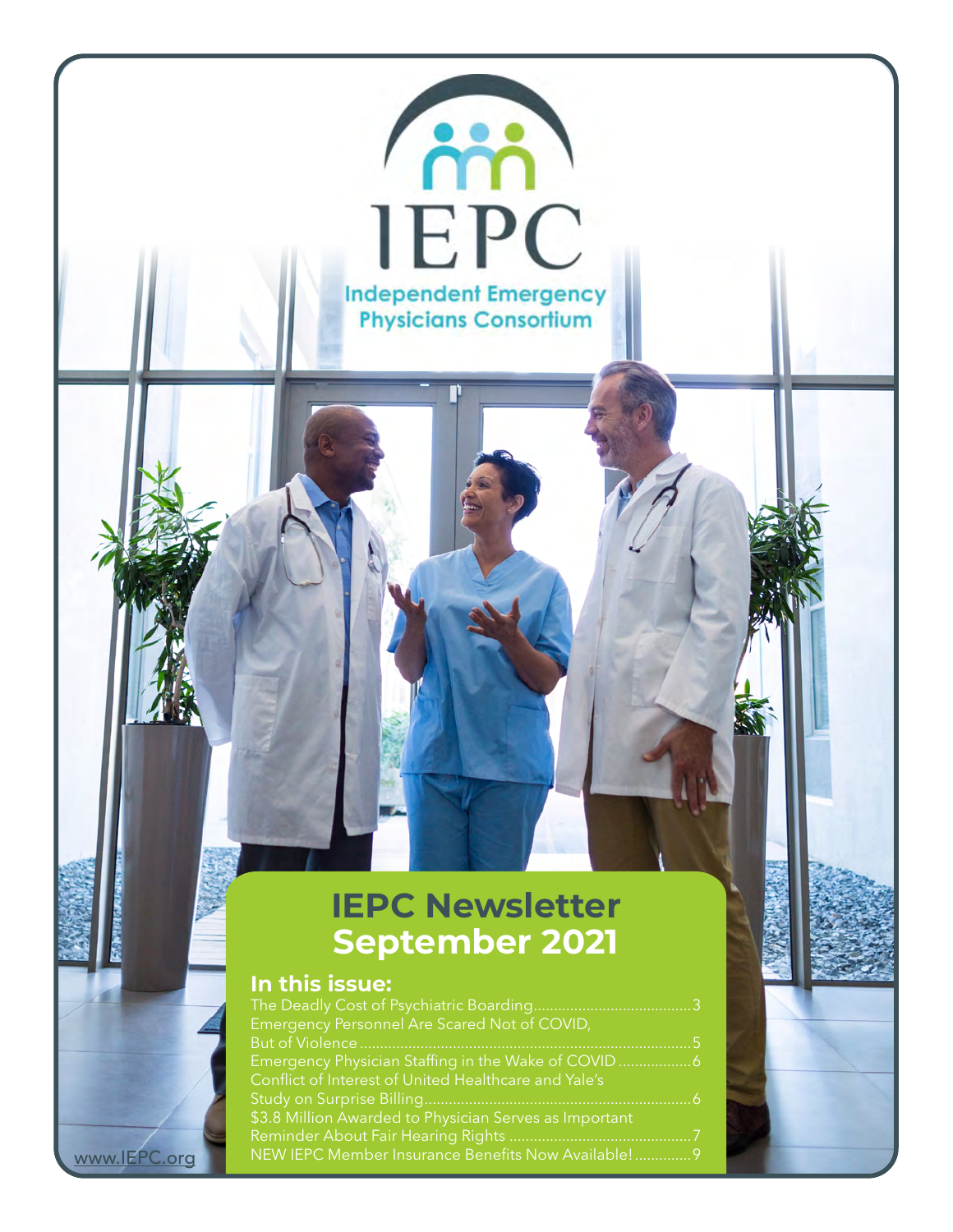# IEPC

**Independent Emergency Physicians Consortium**

## IEPC Newsletter September 2021

### In this issue:

The Deadly Cost of Psychiatric Boarding.......................................3

Emergency Personnel Are Scared Not of COVID, But of Violence.......................................................................5

Emergency Physician Staffing in the Wake of COVID ..................6

Conflict of Interest of United Healthcare and Yale's Study on Surprise Billing..................................................................6

$3.8 Million Awarded to Physician Serves as Important Reminder About Fair Hearing Rights .............................................7

NEW IEPC Member Insurance Benefits Now Available! ..............9

www.IEPC.org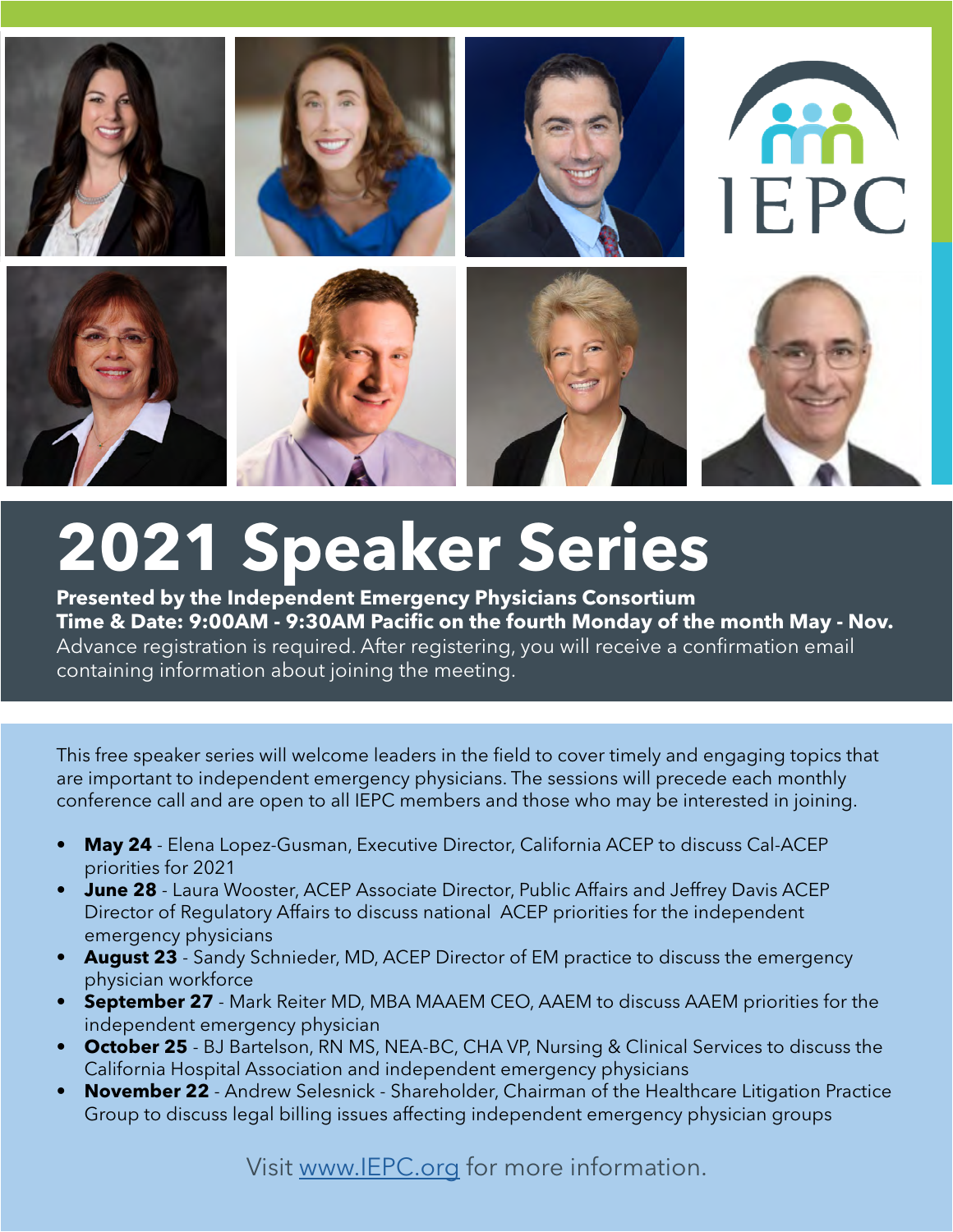IEPC

# 2021 Speaker Series

**Presented by the Independent Emergency Physicians Consortium**
**Time & Date: 9:00AM - 9:30AM Pacific on the fourth Monday of the month May - Nov.**
Advance registration is required. After registering, you will receive a confirmation email containing information about joining the meeting.

This free speaker series will welcome leaders in the field to cover timely and engaging topics that are important to independent emergency physicians. The sessions will precede each monthly conference call and are open to all IEPC members and those who may be interested in joining.

- **May 24** - Elena Lopez-Gusman, Executive Director, California ACEP to discuss Cal-ACEP priorities for 2021
- **June 28** - Laura Wooster, ACEP Associate Director, Public Affairs and Jeffrey Davis ACEP Director of Regulatory Affairs to discuss national ACEP priorities for the independent emergency physicians
- **August 23** - Sandy Schnieder, MD, ACEP Director of EM practice to discuss the emergency physician workforce
- **September 27** - Mark Reiter MD, MBA MAAEM CEO, AAEM to discuss AAEM priorities for the independent emergency physician
- **October 25** - BJ Bartelson, RN MS, NEA-BC, CHA VP, Nursing & Clinical Services to discuss the California Hospital Association and independent emergency physicians
- **November 22** - Andrew Selesnick - Shareholder, Chairman of the Healthcare Litigation Practice Group to discuss legal billing issues affecting independent emergency physician groups

Visit [www.IEPC.org](www.IEPC.org) for more information.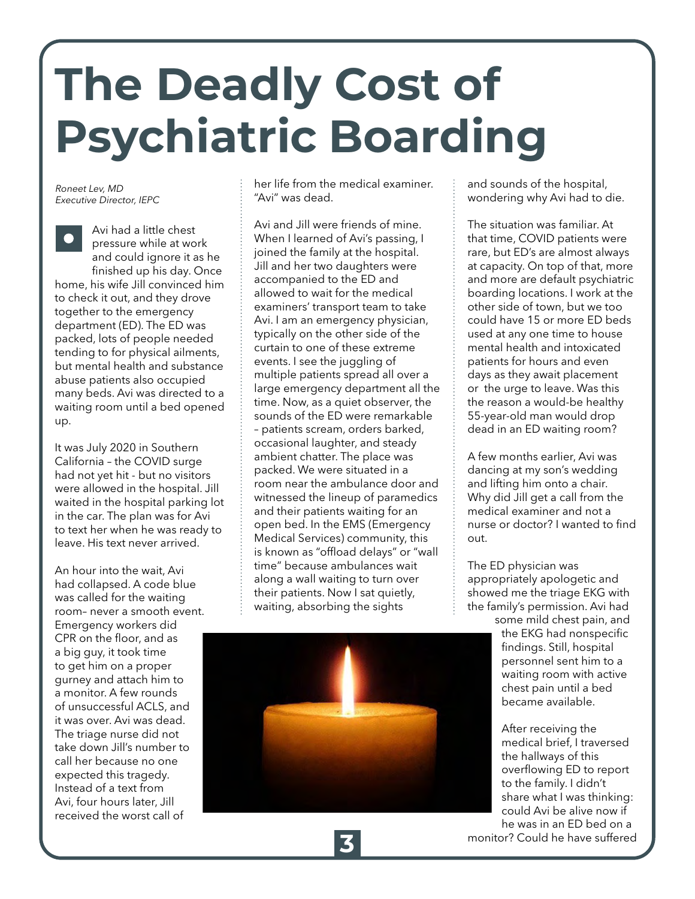# The Deadly Cost of Psychiatric Boarding

*Roneet Lev, MD*
*Executive Director, IEPC*

Avi had a little chest pressure while at work and could ignore it as he finished up his day. Once home, his wife Jill convinced him to check it out, and they drove together to the emergency department (ED). The ED was packed, lots of people needed tending to for physical ailments, but mental health and substance abuse patients also occupied many beds. Avi was directed to a waiting room until a bed opened up.

It was July 2020 in Southern California – the COVID surge had not yet hit - but no visitors were allowed in the hospital. Jill waited in the hospital parking lot in the car. The plan was for Avi to text her when he was ready to leave. His text never arrived.

An hour into the wait, Avi had collapsed. A code blue was called for the waiting room– never a smooth event. Emergency workers did CPR on the floor, and as a big guy, it took time to get him on a proper gurney and attach him to a monitor. A few rounds of unsuccessful ACLS, and it was over. Avi was dead. The triage nurse did not take down Jill's number to call her because no one expected this tragedy. Instead of a text from Avi, four hours later, Jill received the worst call of her life from the medical examiner. "Avi" was dead.

Avi and Jill were friends of mine. When I learned of Avi's passing, I joined the family at the hospital. Jill and her two daughters were accompanied to the ED and allowed to wait for the medical examiners' transport team to take Avi. I am an emergency physician, typically on the other side of the curtain to one of these extreme events. I see the juggling of multiple patients spread all over a large emergency department all the time. Now, as a quiet observer, the sounds of the ED were remarkable – patients scream, orders barked, occasional laughter, and steady ambient chatter. The place was packed. We were situated in a room near the ambulance door and witnessed the lineup of paramedics and their patients waiting for an open bed. In the EMS (Emergency Medical Services) community, this is known as "offload delays" or "wall time" because ambulances wait along a wall waiting to turn over their patients. Now I sat quietly, waiting, absorbing the sights and sounds of the hospital, wondering why Avi had to die.

The situation was familiar. At that time, COVID patients were rare, but ED's are almost always at capacity. On top of that, more and more are default psychiatric boarding locations. I work at the other side of town, but we too could have 15 or more ED beds used at any one time to house mental health and intoxicated patients for hours and even days as they await placement or the urge to leave. Was this the reason a would-be healthy 55-year-old man would drop dead in an ED waiting room?

A few months earlier, Avi was dancing at my son's wedding and lifting him onto a chair. Why did Jill get a call from the medical examiner and not a nurse or doctor? I wanted to find out.

The ED physician was appropriately apologetic and showed me the triage EKG with the family's permission. Avi had some mild chest pain, and the EKG had nonspecific findings. Still, hospital personnel sent him to a waiting room with active chest pain until a bed became available.

After receiving the medical brief, I traversed the hallways of this overflowing ED to report to the family. I didn't share what I was thinking: could Avi be alive now if he was in an ED bed on a monitor? Could he have suffered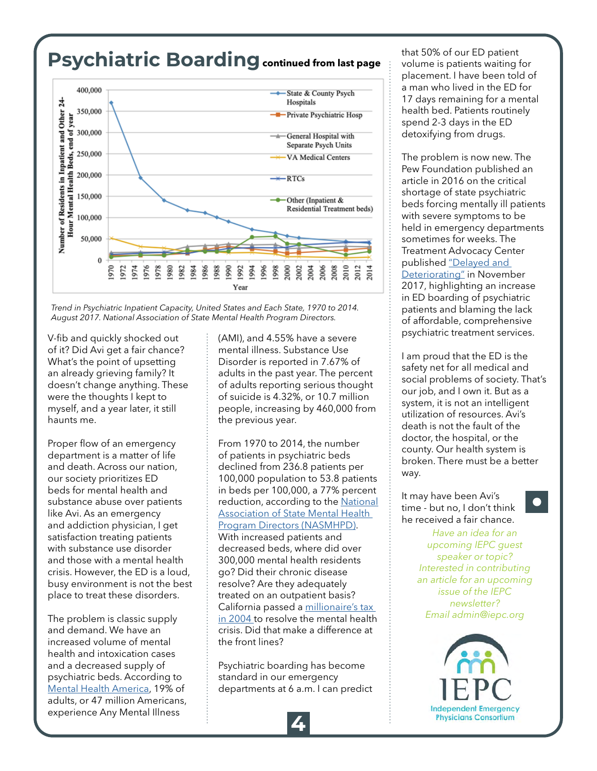# Psychiatric Boarding continued from last page

*Trend in Psychiatric Inpatient Capacity, United States and Each State, 1970 to 2014. August 2017. National Association of State Mental Health Program Directors.*

V-fib and quickly shocked out of it? Did Avi get a fair chance? What's the point of upsetting an already grieving family? It doesn't change anything. These were the thoughts I kept to myself, and a year later, it still haunts me.

Proper flow of an emergency department is a matter of life and death. Across our nation, our society prioritizes ED beds for mental health and substance abuse over patients like Avi. As an emergency and addiction physician, I get satisfaction treating patients with substance use disorder and those with a mental health crisis. However, the ED is a loud, busy environment is not the best place to treat these disorders.

The problem is classic supply and demand. We have an increased volume of mental health and intoxication cases and a decreased supply of psychiatric beds. According to Mental Health America, 19% of adults, or 47 million Americans, experience Any Mental Illness (AMI), and 4.55% have a severe mental illness. Substance Use Disorder is reported in 7.67% of adults in the past year. The percent of adults reporting serious thought of suicide is 4.32%, or 10.7 million people, increasing by 460,000 from the previous year.

From 1970 to 2014, the number of patients in psychiatric beds declined from 236.8 patients per 100,000 population to 53.8 patients in beds per 100,000, a 77% percent reduction, according to the National Association of State Mental Health Program Directors (NASMHPD). With increased patients and decreased beds, where did over 300,000 mental health residents go? Did their chronic disease resolve? Are they adequately treated on an outpatient basis? California passed a millionaire's tax in 2004 to resolve the mental health crisis. Did that make a difference at the front lines?

Psychiatric boarding has become standard in our emergency departments at 6 a.m. I can predict that 50% of our ED patient volume is patients waiting for placement. I have been told of a man who lived in the ED for 17 days remaining for a mental health bed. Patients routinely spend 2-3 days in the ED detoxifying from drugs.

The problem is now new. The Pew Foundation published an article in 2016 on the critical shortage of state psychiatric beds forcing mentally ill patients with severe symptoms to be held in emergency departments sometimes for weeks. The Treatment Advocacy Center published "Delayed and Deteriorating" in November 2017, highlighting an increase in ED boarding of psychiatric patients and blaming the lack of affordable, comprehensive psychiatric treatment services.

I am proud that the ED is the safety net for all medical and social problems of society. That's our job, and I own it. But as a system, it is not an intelligent utilization of resources. Avi's death is not the fault of the doctor, the hospital, or the county. Our health system is broken. There must be a better way.

It may have been Avi's time - but no, I don't think he received a fair chance.

*Have an idea for an upcoming IEPC guest speaker or topic? Interested in contributing an article for an upcoming issue of the IEPC newsletter? Email admin@iepc.org*

IEPC
Independent Emergency Physicians Consortium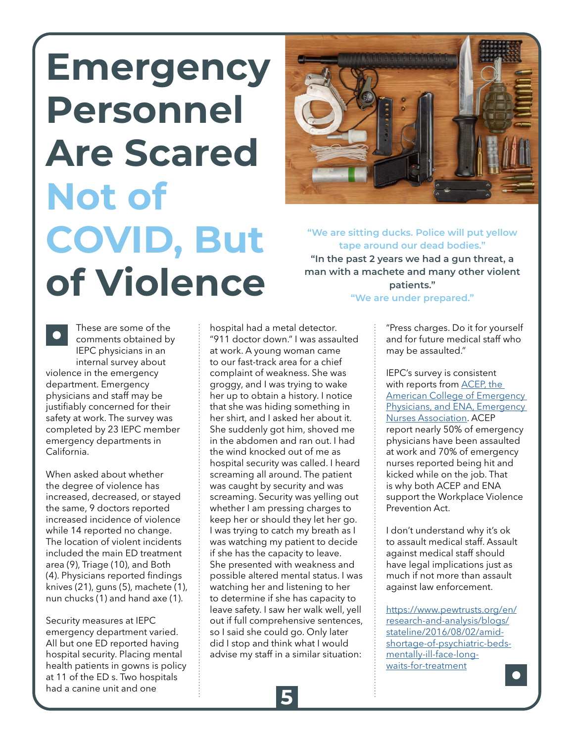# Emergency Personnel Are Scared Not of COVID, But of Violence

"We are sitting ducks. Police will put yellow tape around our dead bodies."

**"In the past 2 years we had a gun threat, a man with a machete and many other violent patients."**

"We are under prepared."

These are some of the comments obtained by IEPC physicians in an internal survey about violence in the emergency department. Emergency physicians and staff may be justifiably concerned for their safety at work. The survey was completed by 23 IEPC member emergency departments in California.

When asked about whether the degree of violence has increased, decreased, or stayed the same, 9 doctors reported increased incidence of violence while 14 reported no change. The location of violent incidents included the main ED treatment area (9), Triage (10), and Both (4). Physicians reported findings knives (21), guns (5), machete (1), nun chucks (1) and hand axe (1).

Security measures at IEPC emergency department varied. All but one ED reported having hospital security. Placing mental health patients in gowns is policy at 11 of the ED s. Two hospitals had a canine unit and one hospital had a metal detector.

"911 doctor down." I was assaulted at work. A young woman came to our fast-track area for a chief complaint of weakness. She was groggy, and I was trying to wake her up to obtain a history. I notice that she was hiding something in her shirt, and I asked her about it. She suddenly got him, shoved me in the abdomen and ran out. I had the wind knocked out of me as hospital security was called. I heard screaming all around. The patient was caught by security and was screaming. Security was yelling out whether I am pressing charges to keep her or should they let her go. I was trying to catch my breath as I was watching my patient to decide if she has the capacity to leave. She presented with weakness and possible altered mental status. I was watching her and listening to her to determine if she has capacity to leave safety. I saw her walk well, yell out if full comprehensive sentences, so I said she could go. Only later did I stop and think what I would advise my staff in a similar situation: "Press charges. Do it for yourself and for future medical staff who may be assaulted."

IEPC's survey is consistent with reports from [ACEP, the American College of Emergency Physicians, and ENA, Emergency Nurses Association](#). ACEP report nearly 50% of emergency physicians have been assaulted at work and 70% of emergency nurses reported being hit and kicked while on the job. That is why both ACEP and ENA support the Workplace Violence Prevention Act.

I don't understand why it's ok to assault medical staff. Assault against medical staff should have legal implications just as much if not more than assault against law enforcement.

[https://www.pewtrusts.org/en/research-and-analysis/blogs/stateline/2016/08/02/amid-shortage-of-psychiatric-beds-mentally-ill-face-long-waits-for-treatment](https://www.pewtrusts.org/en/research-and-analysis/blogs/stateline/2016/08/02/amid-shortage-of-psychiatric-beds-mentally-ill-face-long-waits-for-treatment)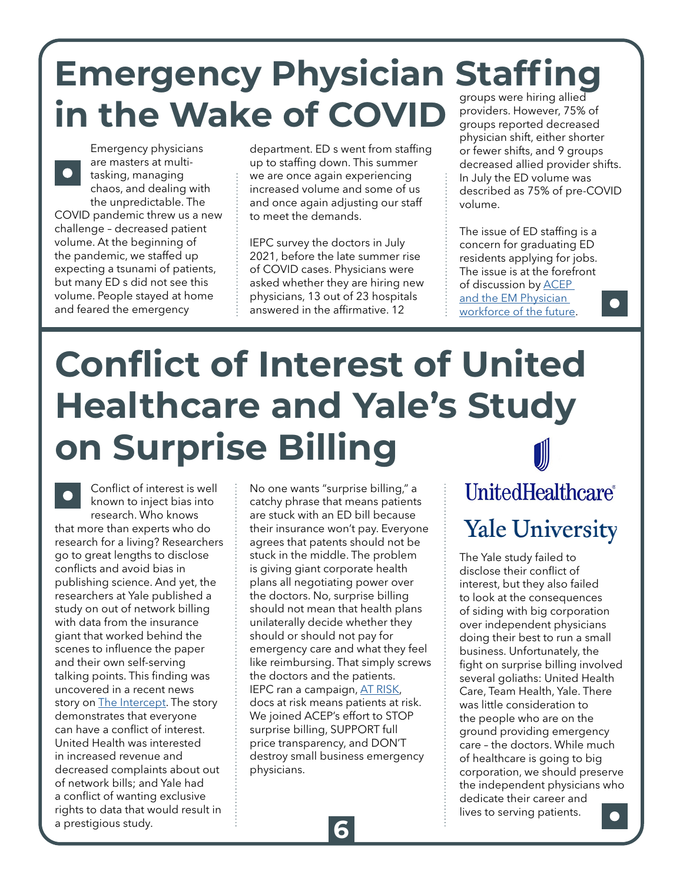# Emergency Physician Staffing in the Wake of COVID

Emergency physicians are masters at multi-tasking, managing chaos, and dealing with the unpredictable. The COVID pandemic threw us a new challenge – decreased patient volume. At the beginning of the pandemic, we staffed up expecting a tsunami of patients, but many ED s did not see this volume. People stayed at home and feared the emergency department. ED s went from staffing up to staffing down. This summer we are once again experiencing increased volume and some of us and once again adjusting our staff to meet the demands.

IEPC survey the doctors in July 2021, before the late summer rise of COVID cases. Physicians were asked whether they are hiring new physicians, 13 out of 23 hospitals answered in the affirmative. 12 groups were hiring allied providers. However, 75% of groups reported decreased physician shift, either shorter or fewer shifts, and 9 groups decreased allied provider shifts. In July the ED volume was described as 75% of pre-COVID volume.

The issue of ED staffing is a concern for graduating ED residents applying for jobs. The issue is at the forefront of discussion by [ACEP and the EM Physician workforce of the future].

# Conflict of Interest of United Healthcare and Yale's Study on Surprise Billing

Conflict of interest is well known to inject bias into research. Who knows that more than experts who do research for a living? Researchers go to great lengths to disclose conflicts and avoid bias in publishing science. And yet, the researchers at Yale published a study on out of network billing with data from the insurance giant that worked behind the scenes to influence the paper and their own self-serving talking points. This finding was uncovered in a recent news story on [The Intercept]. The story demonstrates that everyone can have a conflict of interest. United Health was interested in increased revenue and decreased complaints about out of network bills; and Yale had a conflict of wanting exclusive rights to data that would result in a prestigious study.

No one wants "surprise billing," a catchy phrase that means patients are stuck with an ED bill because their insurance won't pay. Everyone agrees that patents should not be stuck in the middle. The problem is giving giant corporate health plans all negotiating power over the doctors. No, surprise billing should not mean that health plans unilaterally decide whether they should or should not pay for emergency care and what they feel like reimbursing. That simply screws the doctors and the patients. IEPC ran a campaign, [AT RISK], docs at risk means patients at risk. We joined ACEP's effort to STOP surprise billing, SUPPORT full price transparency, and DON'T destroy small business emergency physicians.

UnitedHealthcare

Yale University

The Yale study failed to disclose their conflict of interest, but they also failed to look at the consequences of siding with big corporation over independent physicians doing their best to run a small business. Unfortunately, the fight on surprise billing involved several goliaths: United Health Care, Team Health, Yale. There was little consideration to the people who are on the ground providing emergency care – the doctors. While much of healthcare is going to big corporation, we should preserve the independent physicians who dedicate their career and lives to serving patients.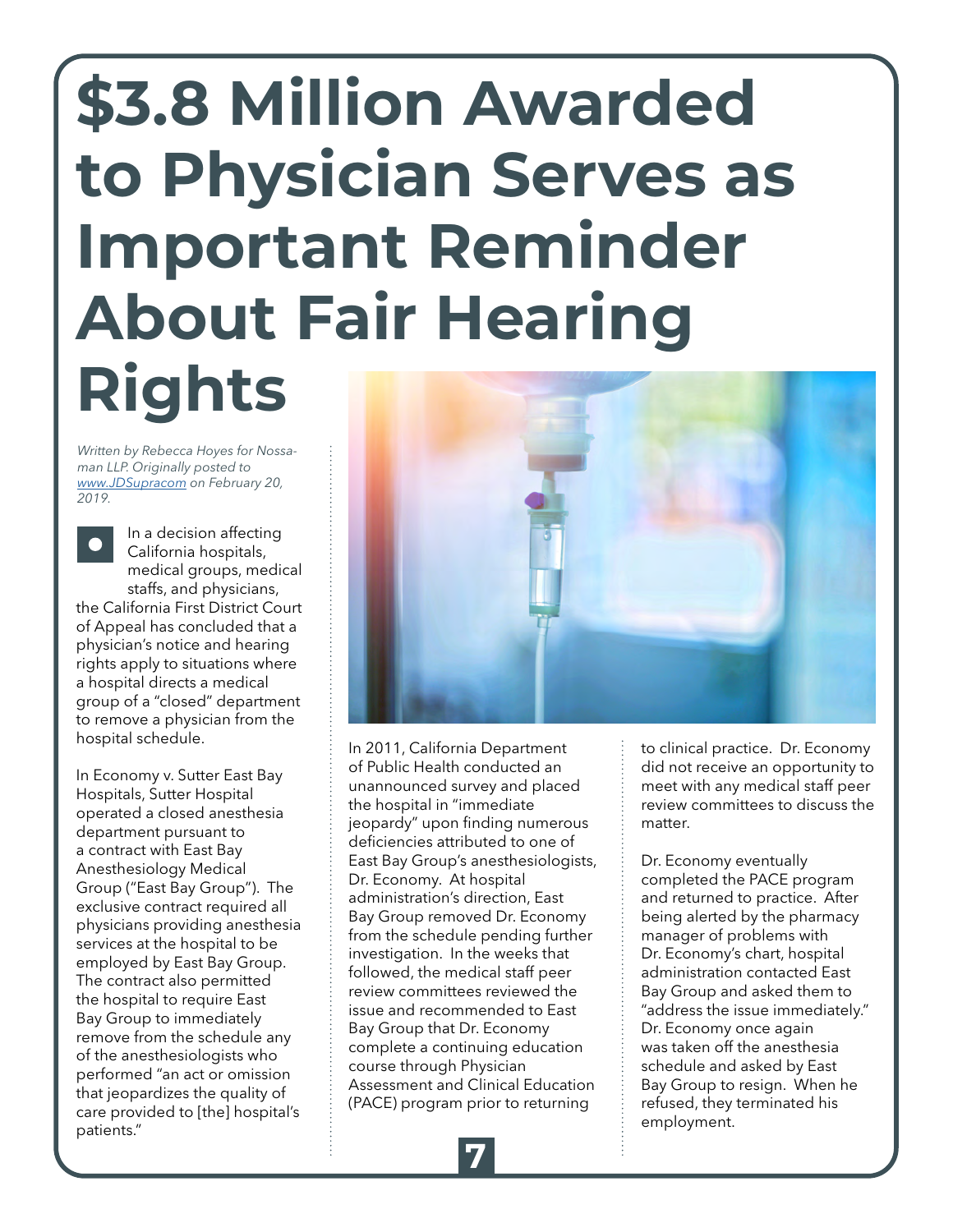# $3.8 Million Awarded to Physician Serves as Important Reminder About Fair Hearing Rights

*Written by Rebecca Hoyes for Nossaman LLP. Originally posted to www.JDSupracom on February 20, 2019.*

In a decision affecting California hospitals, medical groups, medical staffs, and physicians, the California First District Court of Appeal has concluded that a physician's notice and hearing rights apply to situations where a hospital directs a medical group of a "closed" department to remove a physician from the hospital schedule.

In Economy v. Sutter East Bay Hospitals, Sutter Hospital operated a closed anesthesia department pursuant to a contract with East Bay Anesthesiology Medical Group ("East Bay Group"). The exclusive contract required all physicians providing anesthesia services at the hospital to be employed by East Bay Group. The contract also permitted the hospital to require East Bay Group to immediately remove from the schedule any of the anesthesiologists who performed "an act or omission that jeopardizes the quality of care provided to [the] hospital's patients."

In 2011, California Department of Public Health conducted an unannounced survey and placed the hospital in "immediate jeopardy" upon finding numerous deficiencies attributed to one of East Bay Group's anesthesiologists, Dr. Economy. At hospital administration's direction, East Bay Group removed Dr. Economy from the schedule pending further investigation. In the weeks that followed, the medical staff peer review committees reviewed the issue and recommended to East Bay Group that Dr. Economy complete a continuing education course through Physician Assessment and Clinical Education (PACE) program prior to returning to clinical practice. Dr. Economy did not receive an opportunity to meet with any medical staff peer review committees to discuss the matter.

Dr. Economy eventually completed the PACE program and returned to practice. After being alerted by the pharmacy manager of problems with Dr. Economy's chart, hospital administration contacted East Bay Group and asked them to "address the issue immediately." Dr. Economy once again was taken off the anesthesia schedule and asked by East Bay Group to resign. When he refused, they terminated his employment.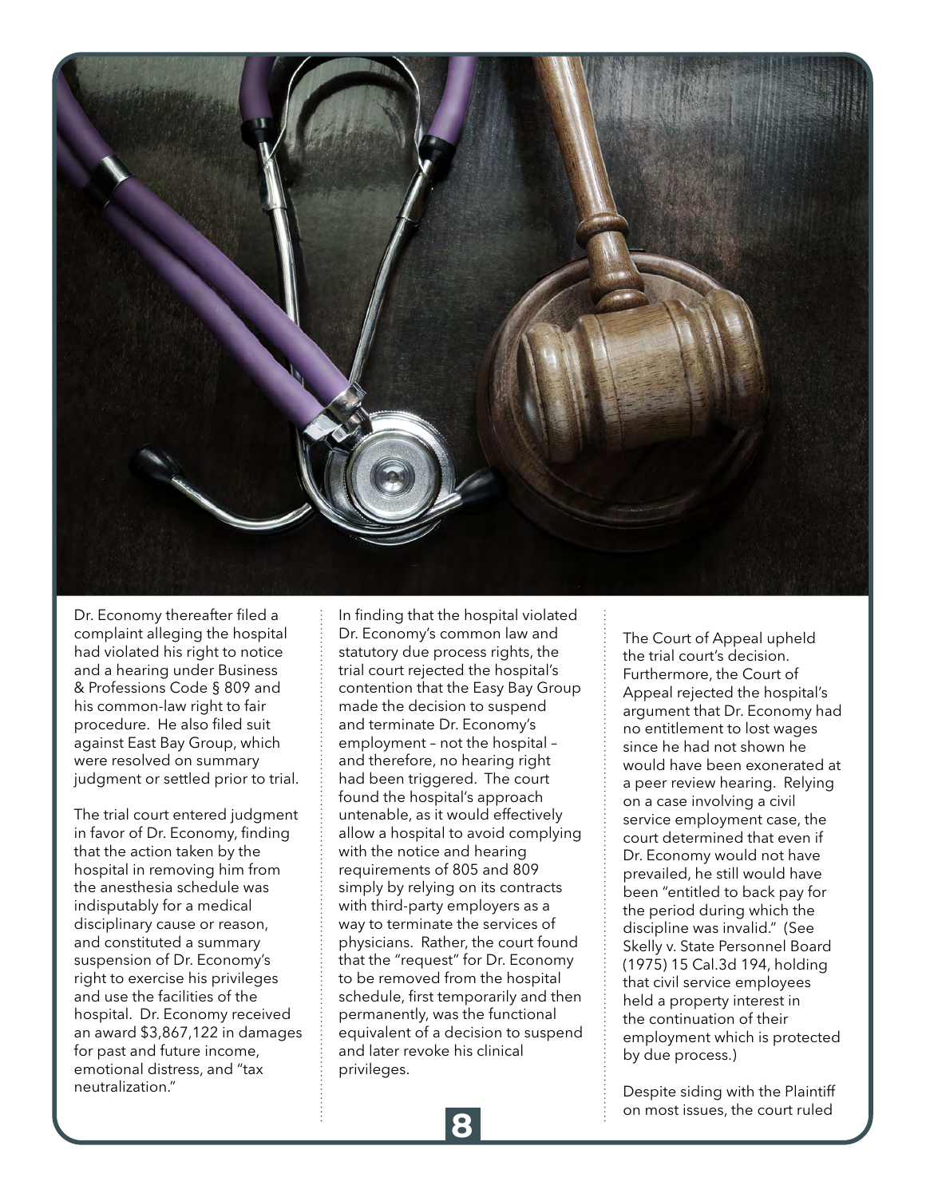Dr. Economy thereafter filed a complaint alleging the hospital had violated his right to notice and a hearing under Business & Professions Code § 809 and his common-law right to fair procedure. He also filed suit against East Bay Group, which were resolved on summary judgment or settled prior to trial.

The trial court entered judgment in favor of Dr. Economy, finding that the action taken by the hospital in removing him from the anesthesia schedule was indisputably for a medical disciplinary cause or reason, and constituted a summary suspension of Dr. Economy's right to exercise his privileges and use the facilities of the hospital. Dr. Economy received an award $3,867,122 in damages for past and future income, emotional distress, and "tax neutralization."

In finding that the hospital violated Dr. Economy's common law and statutory due process rights, the trial court rejected the hospital's contention that the Easy Bay Group made the decision to suspend and terminate Dr. Economy's employment – not the hospital – and therefore, no hearing right had been triggered. The court found the hospital's approach untenable, as it would effectively allow a hospital to avoid complying with the notice and hearing requirements of 805 and 809 simply by relying on its contracts with third-party employers as a way to terminate the services of physicians. Rather, the court found that the "request" for Dr. Economy to be removed from the hospital schedule, first temporarily and then permanently, was the functional equivalent of a decision to suspend and later revoke his clinical privileges.

The Court of Appeal upheld the trial court's decision. Furthermore, the Court of Appeal rejected the hospital's argument that Dr. Economy had no entitlement to lost wages since he had not shown he would have been exonerated at a peer review hearing. Relying on a case involving a civil service employment case, the court determined that even if Dr. Economy would not have prevailed, he still would have been "entitled to back pay for the period during which the discipline was invalid." (See Skelly v. State Personnel Board (1975) 15 Cal.3d 194, holding that civil service employees held a property interest in the continuation of their employment which is protected by due process.)

Despite siding with the Plaintiff on most issues, the court ruled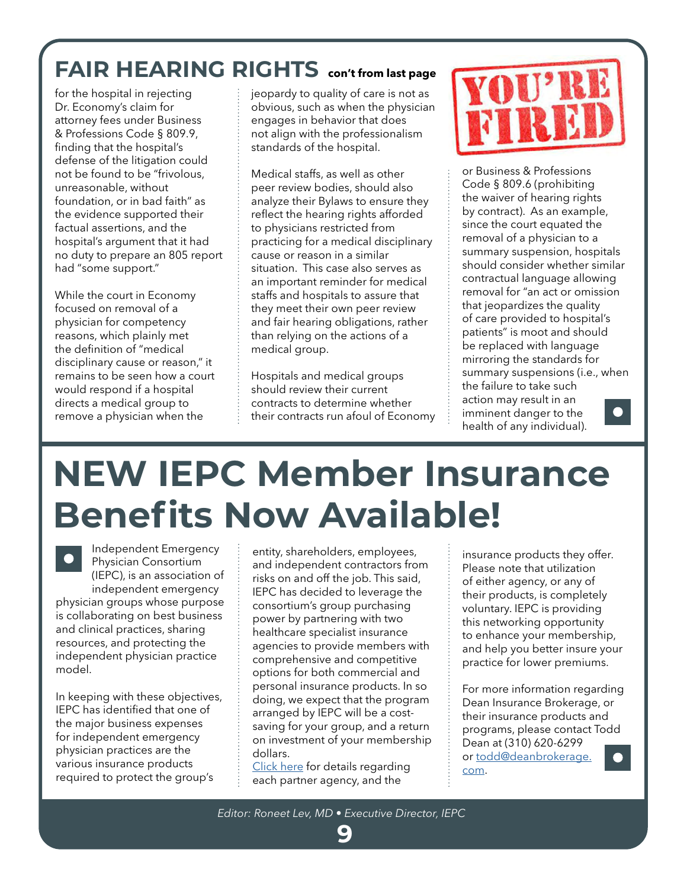## FAIR HEARING RIGHTS **con't from last page**

for the hospital in rejecting Dr. Economy's claim for attorney fees under Business & Professions Code § 809.9, finding that the hospital's defense of the litigation could not be found to be "frivolous, unreasonable, without foundation, or in bad faith" as the evidence supported their factual assertions, and the hospital's argument that it had no duty to prepare an 805 report had "some support."

While the court in Economy focused on removal of a physician for competency reasons, which plainly met the definition of "medical disciplinary cause or reason," it remains to be seen how a court would respond if a hospital directs a medical group to remove a physician when the jeopardy to quality of care is not as obvious, such as when the physician engages in behavior that does not align with the professionalism standards of the hospital.

Medical staffs, as well as other peer review bodies, should also analyze their Bylaws to ensure they reflect the hearing rights afforded to physicians restricted from practicing for a medical disciplinary cause or reason in a similar situation. This case also serves as an important reminder for medical staffs and hospitals to assure that they meet their own peer review and fair hearing obligations, rather than relying on the actions of a medical group.

Hospitals and medical groups should review their current contracts to determine whether their contracts run afoul of Economy or Business & Professions Code § 809.6 (prohibiting the waiver of hearing rights by contract). As an example, since the court equated the removal of a physician to a summary suspension, hospitals should consider whether similar contractual language allowing removal for "an act or omission that jeopardizes the quality of care provided to hospital's patients" is moot and should be replaced with language mirroring the standards for summary suspensions (i.e., when the failure to take such action may result in an imminent danger to the health of any individual).

# NEW IEPC Member Insurance Benefits Now Available!

Independent Emergency Physician Consortium (IEPC), is an association of independent emergency physician groups whose purpose is collaborating on best business and clinical practices, sharing resources, and protecting the independent physician practice model.

In keeping with these objectives, IEPC has identified that one of the major business expenses for independent emergency physician practices are the various insurance products required to protect the group's entity, shareholders, employees, and independent contractors from risks on and off the job. This said, IEPC has decided to leverage the consortium's group purchasing power by partnering with two healthcare specialist insurance agencies to provide members with comprehensive and competitive options for both commercial and personal insurance products. In so doing, we expect that the program arranged by IEPC will be a cost-saving for your group, and a return on investment of your membership dollars.

Click here for details regarding each partner agency, and the insurance products they offer. Please note that utilization of either agency, or any of their products, is completely voluntary. IEPC is providing this networking opportunity to enhance your membership, and help you better insure your practice for lower premiums.

For more information regarding Dean Insurance Brokerage, or their insurance products and programs, please contact Todd Dean at (310) 620-6299 or todd@deanbrokerage.com.

*Editor: Roneet Lev, MD • Executive Director, IEPC*